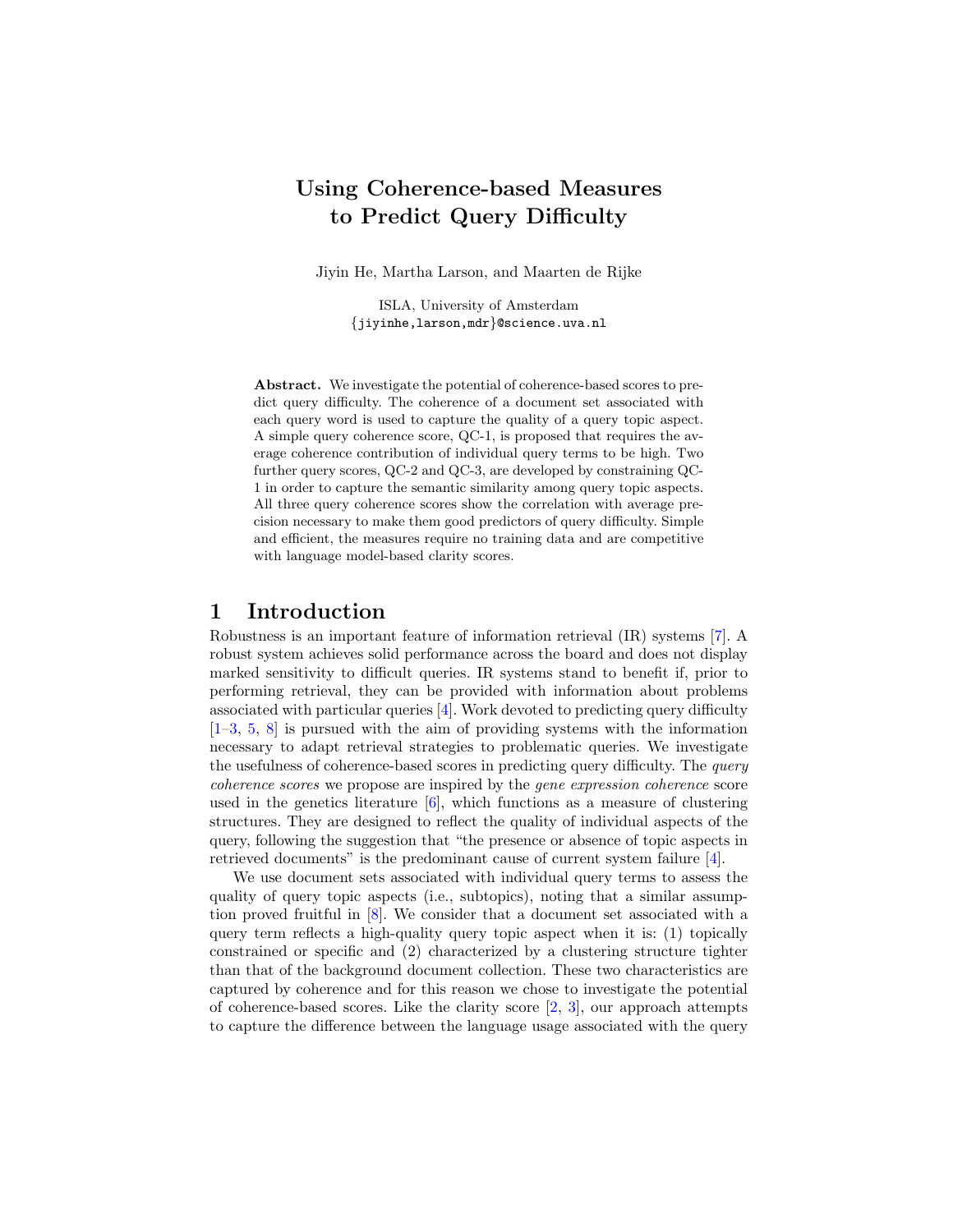# Using Coherence-based Measures to Predict Query Difficulty

Jiyin He, Martha Larson, and Maarten de Rijke

ISLA, University of Amsterdam
{jiyinhe,larson,mdr}@science.uva.nl

**Abstract.** We investigate the potential of coherence-based scores to predict query difficulty. The coherence of a document set associated with each query word is used to capture the quality of a query topic aspect. A simple query coherence score, QC-1, is proposed that requires the average coherence contribution of individual query terms to be high. Two further query scores, QC-2 and QC-3, are developed by constraining QC-1 in order to capture the semantic similarity among query topic aspects. All three query coherence scores show the correlation with average precision necessary to make them good predictors of query difficulty. Simple and efficient, the measures require no training data and are competitive with language model-based clarity scores.

## 1 Introduction

Robustness is an important feature of information retrieval (IR) systems [7]. A robust system achieves solid performance across the board and does not display marked sensitivity to difficult queries. IR systems stand to benefit if, prior to performing retrieval, they can be provided with information about problems associated with particular queries [4]. Work devoted to predicting query difficulty [1–3, 5, 8] is pursued with the aim of providing systems with the information necessary to adapt retrieval strategies to problematic queries. We investigate the usefulness of coherence-based scores in predicting query difficulty. The *query coherence scores* we propose are inspired by the *gene expression coherence* score used in the genetics literature [6], which functions as a measure of clustering structures. They are designed to reflect the quality of individual aspects of the query, following the suggestion that "the presence or absence of topic aspects in retrieved documents" is the predominant cause of current system failure [4].

We use document sets associated with individual query terms to assess the quality of query topic aspects (i.e., subtopics), noting that a similar assumption proved fruitful in [8]. We consider that a document set associated with a query term reflects a high-quality query topic aspect when it is: (1) topically constrained or specific and (2) characterized by a clustering structure tighter than that of the background document collection. These two characteristics are captured by coherence and for this reason we chose to investigate the potential of coherence-based scores. Like the clarity score [2, 3], our approach attempts to capture the difference between the language usage associated with the query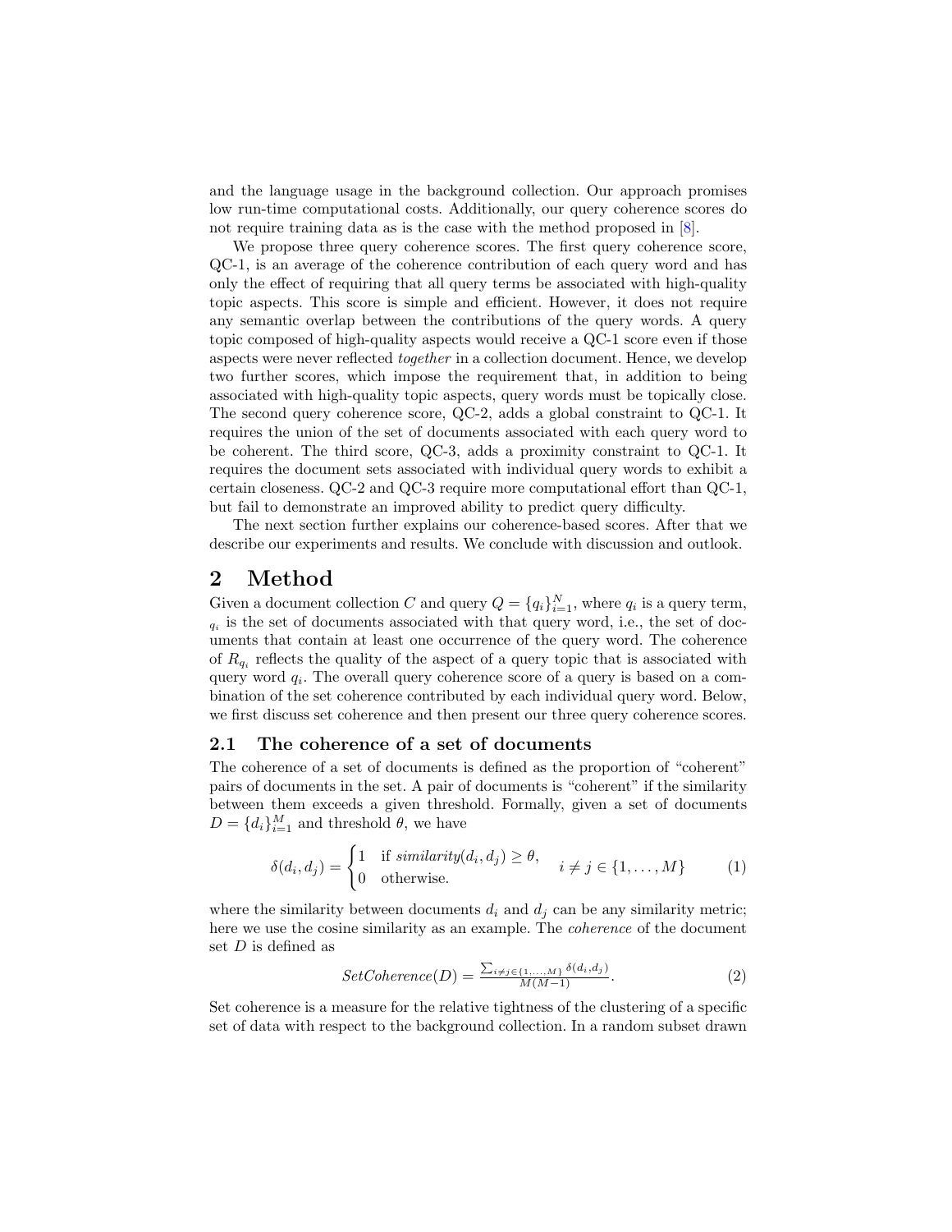and the language usage in the background collection. Our approach promises low run-time computational costs. Additionally, our query coherence scores do not require training data as is the case with the method proposed in [8].

We propose three query coherence scores. The first query coherence score, QC-1, is an average of the coherence contribution of each query word and has only the effect of requiring that all query terms be associated with high-quality topic aspects. This score is simple and efficient. However, it does not require any semantic overlap between the contributions of the query words. A query topic composed of high-quality aspects would receive a QC-1 score even if those aspects were never reflected *together* in a collection document. Hence, we develop two further scores, which impose the requirement that, in addition to being associated with high-quality topic aspects, query words must be topically close. The second query coherence score, QC-2, adds a global constraint to QC-1. It requires the union of the set of documents associated with each query word to be coherent. The third score, QC-3, adds a proximity constraint to QC-1. It requires the document sets associated with individual query words to exhibit a certain closeness. QC-2 and QC-3 require more computational effort than QC-1, but fail to demonstrate an improved ability to predict query difficulty.

The next section further explains our coherence-based scores. After that we describe our experiments and results. We conclude with discussion and outlook.

# 2 Method

Given a document collection $C$ and query $Q = \{q_i\}_{i=1}^{N}$, where $q_i$ is a query term, ${}_{q_i}$ is the set of documents associated with that query word, i.e., the set of documents that contain at least one occurrence of the query word. The coherence of $R_{q_i}$ reflects the quality of the aspect of a query topic that is associated with query word $q_i$. The overall query coherence score of a query is based on a combination of the set coherence contributed by each individual query word. Below, we first discuss set coherence and then present our three query coherence scores.

## 2.1 The coherence of a set of documents

The coherence of a set of documents is defined as the proportion of "coherent" pairs of documents in the set. A pair of documents is "coherent" if the similarity between them exceeds a given threshold. Formally, given a set of documents $D = \{d_i\}_{i=1}^{M}$ and threshold $\theta$, we have

$$\delta(d_i, d_j) = \begin{cases} 1 & \text{if } \mathit{similarity}(d_i, d_j) \geq \theta, \\ 0 & \text{otherwise.} \end{cases} \quad i \neq j \in \{1, \ldots, M\} \tag{1}$$

where the similarity between documents $d_i$ and $d_j$ can be any similarity metric; here we use the cosine similarity as an example. The *coherence* of the document set $D$ is defined as

$$\mathit{SetCoherence}(D) = \frac{\sum_{i \neq j \in \{1, \ldots, M\}} \delta(d_i, d_j)}{M(M-1)}. \tag{2}$$

Set coherence is a measure for the relative tightness of the clustering of a specific set of data with respect to the background collection. In a random subset drawn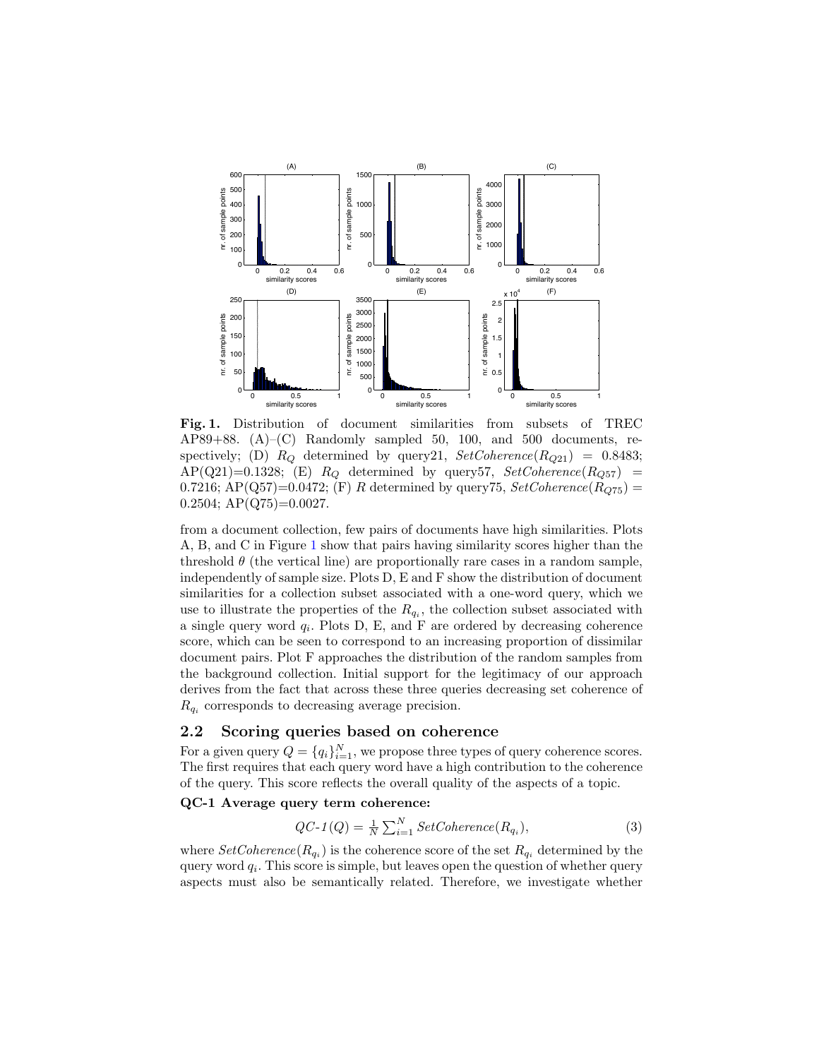**Fig. 1.** Distribution of document similarities from subsets of TREC AP89+88. (A)–(C) Randomly sampled 50, 100, and 500 documents, respectively; (D) $R_Q$ determined by query21, $SetCoherence(R_{Q21}) = 0.8483$; AP(Q21)=0.1328; (E) $R_Q$ determined by query57, $SetCoherence(R_{Q57}) = 0.7216$; AP(Q57)=0.0472; (F) $R$ determined by query75, $SetCoherence(R_{Q75}) = 0.2504$; AP(Q75)=0.0027.

from a document collection, few pairs of documents have high similarities. Plots A, B, and C in Figure 1 show that pairs having similarity scores higher than the threshold $\theta$ (the vertical line) are proportionally rare cases in a random sample, independently of sample size. Plots D, E and F show the distribution of document similarities for a collection subset associated with a one-word query, which we use to illustrate the properties of the $R_{q_i}$, the collection subset associated with a single query word $q_i$. Plots D, E, and F are ordered by decreasing coherence score, which can be seen to correspond to an increasing proportion of dissimilar document pairs. Plot F approaches the distribution of the random samples from the background collection. Initial support for the legitimacy of our approach derives from the fact that across these three queries decreasing set coherence of $R_{q_i}$ corresponds to decreasing average precision.

## 2.2 Scoring queries based on coherence

For a given query $Q = \{q_i\}_{i=1}^{N}$, we propose three types of query coherence scores. The first requires that each query word have a high contribution to the coherence of the query. This score reflects the overall quality of the aspects of a topic.

**QC-1 Average query term coherence:**

$$QC\text{-}1(Q) = \frac{1}{N} \sum_{i=1}^{N} SetCoherence(R_{q_i}), \tag{3}$$

where $SetCoherence(R_{q_i})$ is the coherence score of the set $R_{q_i}$ determined by the query word $q_i$. This score is simple, but leaves open the question of whether query aspects must also be semantically related. Therefore, we investigate whether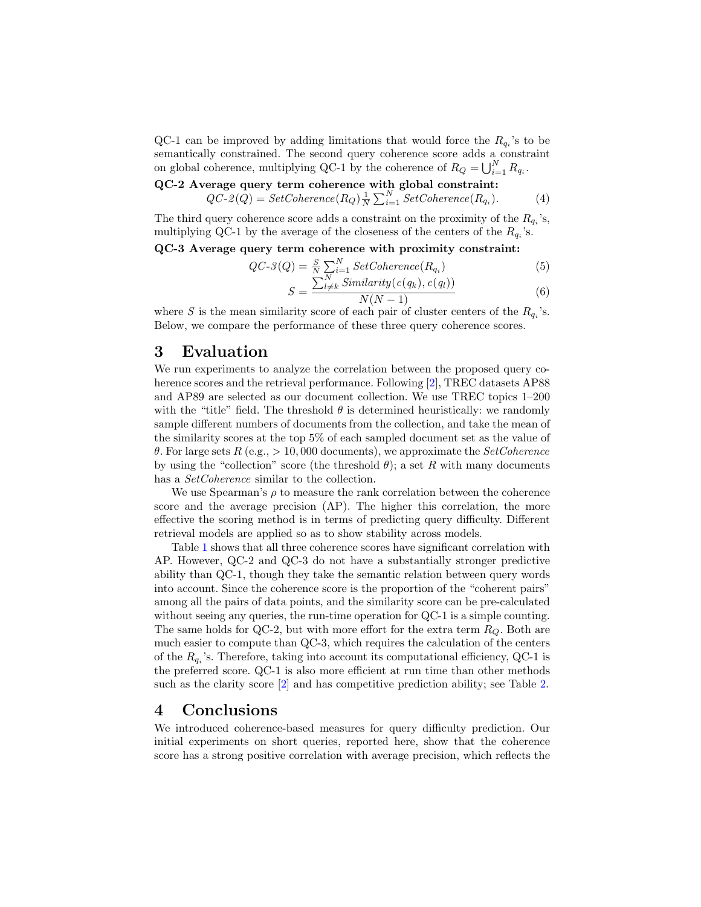QC-1 can be improved by adding limitations that would force the $R_{q_i}$'s to be semantically constrained. The second query coherence score adds a constraint on global coherence, multiplying QC-1 by the coherence of $R_Q = \bigcup_{i=1}^{N} R_{q_i}$.

**QC-2 Average query term coherence with global constraint:**

$$QC\text{-}2(Q) = SetCoherence(R_Q)\frac{1}{N}\sum_{i=1}^{N} SetCoherence(R_{q_i}). \tag{4}$$

The third query coherence score adds a constraint on the proximity of the $R_{q_i}$'s, multiplying QC-1 by the average of the closeness of the centers of the $R_{q_i}$'s.

**QC-3 Average query term coherence with proximity constraint:**

$$QC\text{-}3(Q) = \frac{S}{N}\sum_{i=1}^{N} SetCoherence(R_{q_i}) \tag{5}$$

$$S = \frac{\sum_{l \neq k}^{N} Similarity(c(q_k), c(q_l))}{N(N-1)} \tag{6}$$

where $S$ is the mean similarity score of each pair of cluster centers of the $R_{q_i}$'s. Below, we compare the performance of these three query coherence scores.

# 3 Evaluation

We run experiments to analyze the correlation between the proposed query coherence scores and the retrieval performance. Following [2], TREC datasets AP88 and AP89 are selected as our document collection. We use TREC topics 1–200 with the "title" field. The threshold $\theta$ is determined heuristically: we randomly sample different numbers of documents from the collection, and take the mean of the similarity scores at the top 5% of each sampled document set as the value of $\theta$. For large sets $R$ (e.g., $> 10,000$ documents), we approximate the *SetCoherence* by using the "collection" score (the threshold $\theta$); a set $R$ with many documents has a *SetCoherence* similar to the collection.

We use Spearman's $\rho$ to measure the rank correlation between the coherence score and the average precision (AP). The higher this correlation, the more effective the scoring method is in terms of predicting query difficulty. Different retrieval models are applied so as to show stability across models.

Table 1 shows that all three coherence scores have significant correlation with AP. However, QC-2 and QC-3 do not have a substantially stronger predictive ability than QC-1, though they take the semantic relation between query words into account. Since the coherence score is the proportion of the "coherent pairs" among all the pairs of data points, and the similarity score can be pre-calculated without seeing any queries, the run-time operation for QC-1 is a simple counting. The same holds for QC-2, but with more effort for the extra term $R_Q$. Both are much easier to compute than QC-3, which requires the calculation of the centers of the $R_{q_i}$'s. Therefore, taking into account its computational efficiency, QC-1 is the preferred score. QC-1 is also more efficient at run time than other methods such as the clarity score [2] and has competitive prediction ability; see Table 2.

# 4 Conclusions

We introduced coherence-based measures for query difficulty prediction. Our initial experiments on short queries, reported here, show that the coherence score has a strong positive correlation with average precision, which reflects the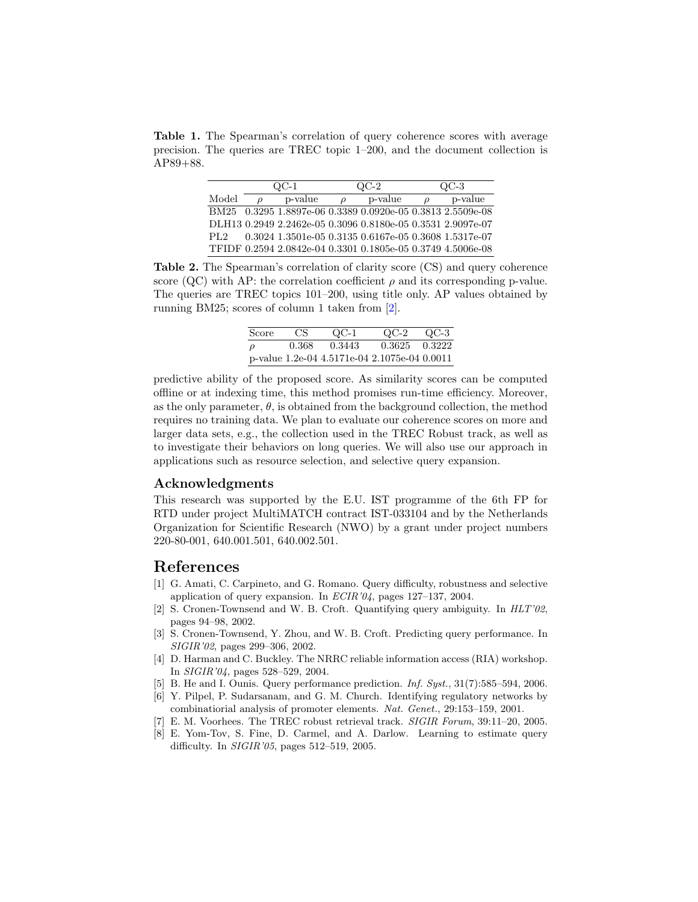**Table 1.** The Spearman's correlation of query coherence scores with average precision. The queries are TREC topic 1–200, and the document collection is AP89+88.

| | QC-1 | | QC-2 | | QC-3 | |
|---|---|---|---|---|---|---|
| Model | $\rho$ | p-value | $\rho$ | p-value | $\rho$ | p-value |
| BM25 | 0.3295 | 1.8897e-06 | 0.3389 | 0.0920e-05 | 0.3813 | 2.5509e-08 |
| DLH13 | 0.2949 | 2.2462e-05 | 0.3096 | 0.8180e-05 | 0.3531 | 2.9097e-07 |
| PL2 | 0.3024 | 1.3501e-05 | 0.3135 | 0.6167e-05 | 0.3608 | 1.5317e-07 |
| TFIDF | 0.2594 | 2.0842e-04 | 0.3301 | 0.1805e-05 | 0.3749 | 4.5006e-08 |

**Table 2.** The Spearman's correlation of clarity score (CS) and query coherence score (QC) with AP: the correlation coefficient $\rho$ and its corresponding p-value. The queries are TREC topics 101–200, using title only. AP values obtained by running BM25; scores of column 1 taken from [2].

| Score | CS | QC-1 | QC-2 | QC-3 |
|---|---|---|---|---|
| $\rho$ | 0.368 | 0.3443 | 0.3625 | 0.3222 |
| p-value | 1.2e-04 | 4.5171e-04 | 2.1075e-04 | 0.0011 |

predictive ability of the proposed score. As similarity scores can be computed offline or at indexing time, this method promises run-time efficiency. Moreover, as the only parameter, $\theta$, is obtained from the background collection, the method requires no training data. We plan to evaluate our coherence scores on more and larger data sets, e.g., the collection used in the TREC Robust track, as well as to investigate their behaviors on long queries. We will also use our approach in applications such as resource selection, and selective query expansion.

### Acknowledgments

This research was supported by the E.U. IST programme of the 6th FP for RTD under project MultiMATCH contract IST-033104 and by the Netherlands Organization for Scientific Research (NWO) by a grant under project numbers 220-80-001, 640.001.501, 640.002.501.

## References

[1] G. Amati, C. Carpineto, and G. Romano. Query difficulty, robustness and selective application of query expansion. In *ECIR'04*, pages 127–137, 2004.

[2] S. Cronen-Townsend and W. B. Croft. Quantifying query ambiguity. In *HLT'02*, pages 94–98, 2002.

[3] S. Cronen-Townsend, Y. Zhou, and W. B. Croft. Predicting query performance. In *SIGIR'02*, pages 299–306, 2002.

[4] D. Harman and C. Buckley. The NRRC reliable information access (RIA) workshop. In *SIGIR'04*, pages 528–529, 2004.

[5] B. He and I. Ounis. Query performance prediction. *Inf. Syst.*, 31(7):585–594, 2006.

[6] Y. Pilpel, P. Sudarsanam, and G. M. Church. Identifying regulatory networks by combinatiorial analysis of promoter elements. *Nat. Genet.*, 29:153–159, 2001.

[7] E. M. Voorhees. The TREC robust retrieval track. *SIGIR Forum*, 39:11–20, 2005.

[8] E. Yom-Tov, S. Fine, D. Carmel, and A. Darlow. Learning to estimate query difficulty. In *SIGIR'05*, pages 512–519, 2005.